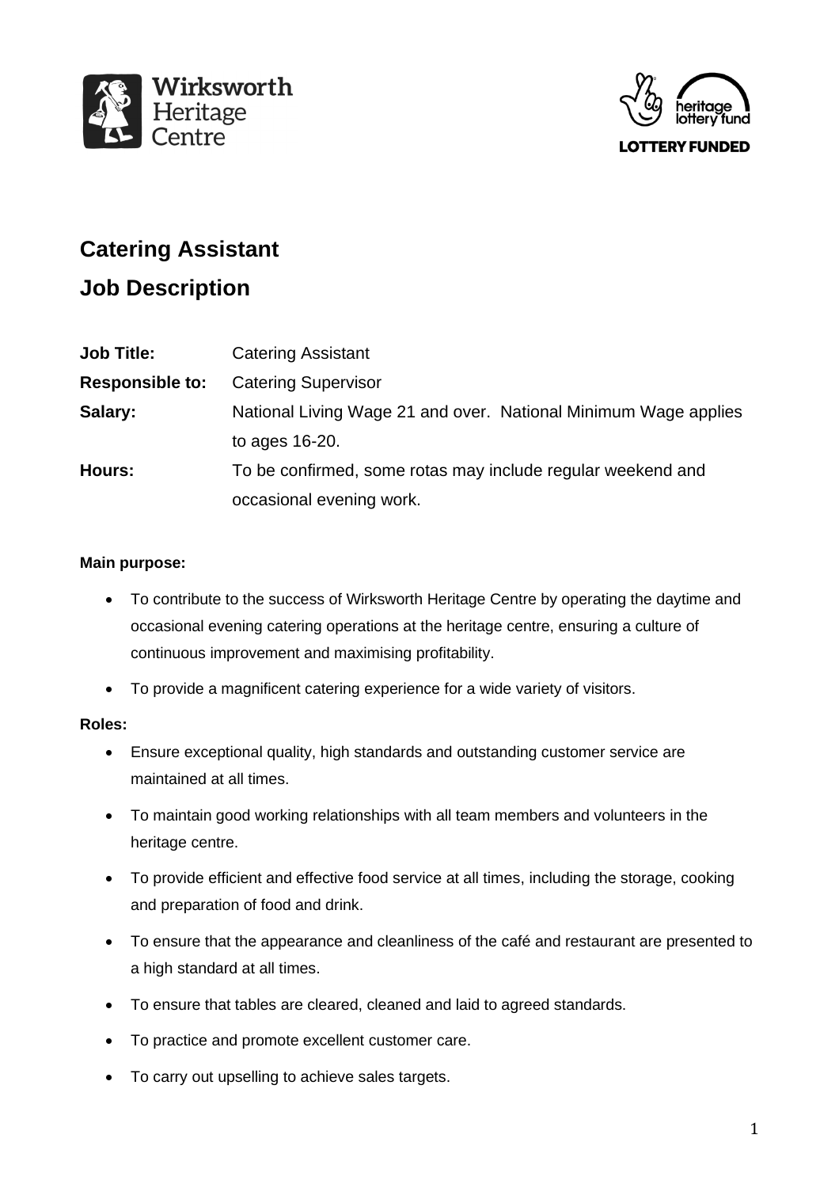# Catering Assistant

# Job Description

| | |
|---|---|
| **Job Title:** | Catering Assistant |
| **Responsible to:** | Catering Supervisor |
| **Salary:** | National Living Wage 21 and over. National Minimum Wage applies to ages 16-20. |
| **Hours:** | To be confirmed, some rotas may include regular weekend and occasional evening work. |

**Main purpose:**

- To contribute to the success of Wirksworth Heritage Centre by operating the daytime and occasional evening catering operations at the heritage centre, ensuring a culture of continuous improvement and maximising profitability.
- To provide a magnificent catering experience for a wide variety of visitors.

**Roles:**

- Ensure exceptional quality, high standards and outstanding customer service are maintained at all times.
- To maintain good working relationships with all team members and volunteers in the heritage centre.
- To provide efficient and effective food service at all times, including the storage, cooking and preparation of food and drink.
- To ensure that the appearance and cleanliness of the café and restaurant are presented to a high standard at all times.
- To ensure that tables are cleared, cleaned and laid to agreed standards.
- To practice and promote excellent customer care.
- To carry out upselling to achieve sales targets.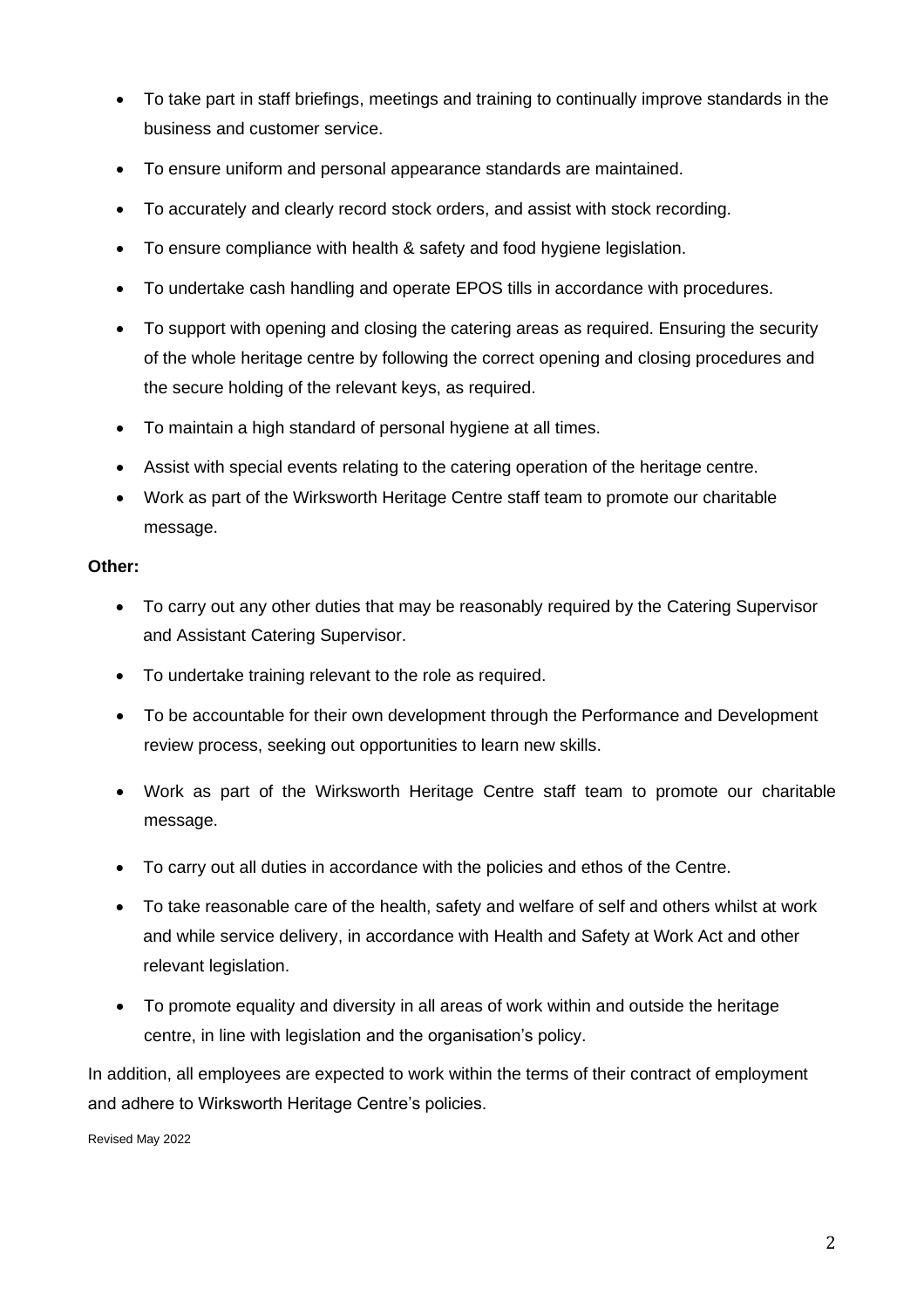- To take part in staff briefings, meetings and training to continually improve standards in the business and customer service.
- To ensure uniform and personal appearance standards are maintained.
- To accurately and clearly record stock orders, and assist with stock recording.
- To ensure compliance with health & safety and food hygiene legislation.
- To undertake cash handling and operate EPOS tills in accordance with procedures.
- To support with opening and closing the catering areas as required. Ensuring the security of the whole heritage centre by following the correct opening and closing procedures and the secure holding of the relevant keys, as required.
- To maintain a high standard of personal hygiene at all times.
- Assist with special events relating to the catering operation of the heritage centre.
- Work as part of the Wirksworth Heritage Centre staff team to promote our charitable message.

**Other:**

- To carry out any other duties that may be reasonably required by the Catering Supervisor and Assistant Catering Supervisor.
- To undertake training relevant to the role as required.
- To be accountable for their own development through the Performance and Development review process, seeking out opportunities to learn new skills.
- Work as part of the Wirksworth Heritage Centre staff team to promote our charitable message.
- To carry out all duties in accordance with the policies and ethos of the Centre.
- To take reasonable care of the health, safety and welfare of self and others whilst at work and while service delivery, in accordance with Health and Safety at Work Act and other relevant legislation.
- To promote equality and diversity in all areas of work within and outside the heritage centre, in line with legislation and the organisation's policy.

In addition, all employees are expected to work within the terms of their contract of employment and adhere to Wirksworth Heritage Centre's policies.

Revised May 2022